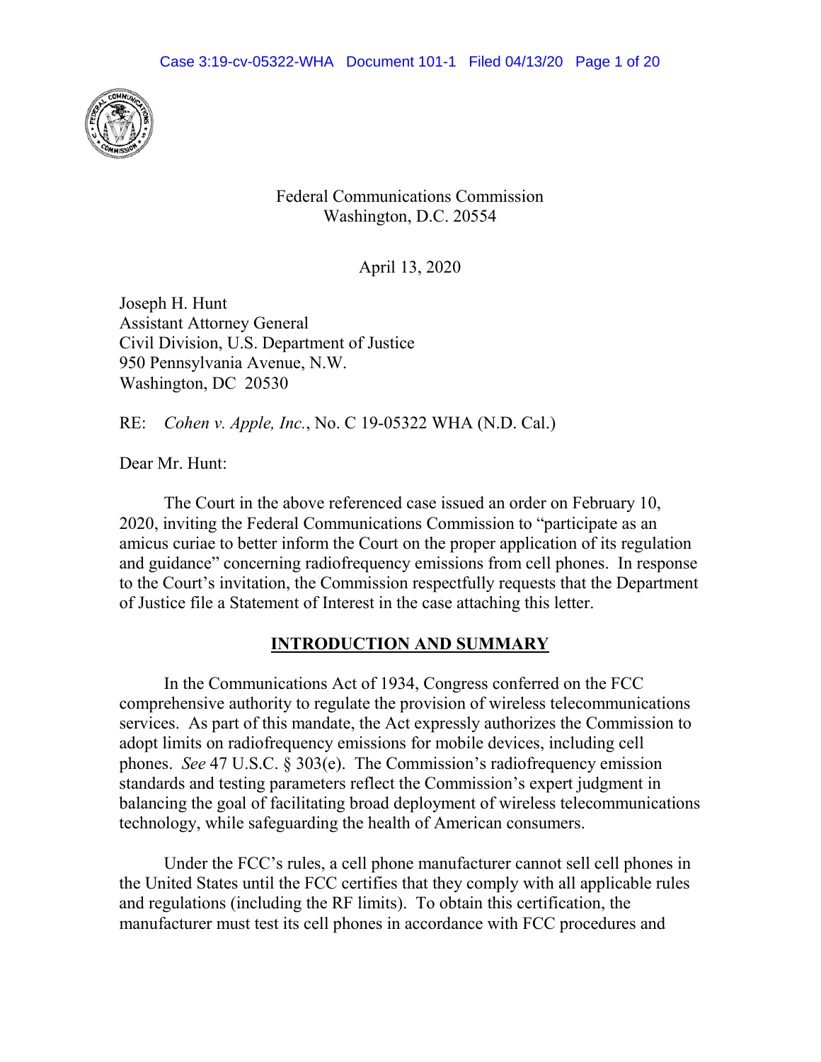Federal Communications Commission
Washington, D.C. 20554

April 13, 2020

Joseph H. Hunt
Assistant Attorney General
Civil Division, U.S. Department of Justice
950 Pennsylvania Avenue, N.W.
Washington, DC 20530

RE: *Cohen v. Apple, Inc.*, No. C 19-05322 WHA (N.D. Cal.)

Dear Mr. Hunt:

The Court in the above referenced case issued an order on February 10, 2020, inviting the Federal Communications Commission to "participate as an amicus curiae to better inform the Court on the proper application of its regulation and guidance" concerning radiofrequency emissions from cell phones. In response to the Court's invitation, the Commission respectfully requests that the Department of Justice file a Statement of Interest in the case attaching this letter.

## INTRODUCTION AND SUMMARY

In the Communications Act of 1934, Congress conferred on the FCC comprehensive authority to regulate the provision of wireless telecommunications services. As part of this mandate, the Act expressly authorizes the Commission to adopt limits on radiofrequency emissions for mobile devices, including cell phones. *See* 47 U.S.C. § 303(e). The Commission's radiofrequency emission standards and testing parameters reflect the Commission's expert judgment in balancing the goal of facilitating broad deployment of wireless telecommunications technology, while safeguarding the health of American consumers.

Under the FCC's rules, a cell phone manufacturer cannot sell cell phones in the United States until the FCC certifies that they comply with all applicable rules and regulations (including the RF limits). To obtain this certification, the manufacturer must test its cell phones in accordance with FCC procedures and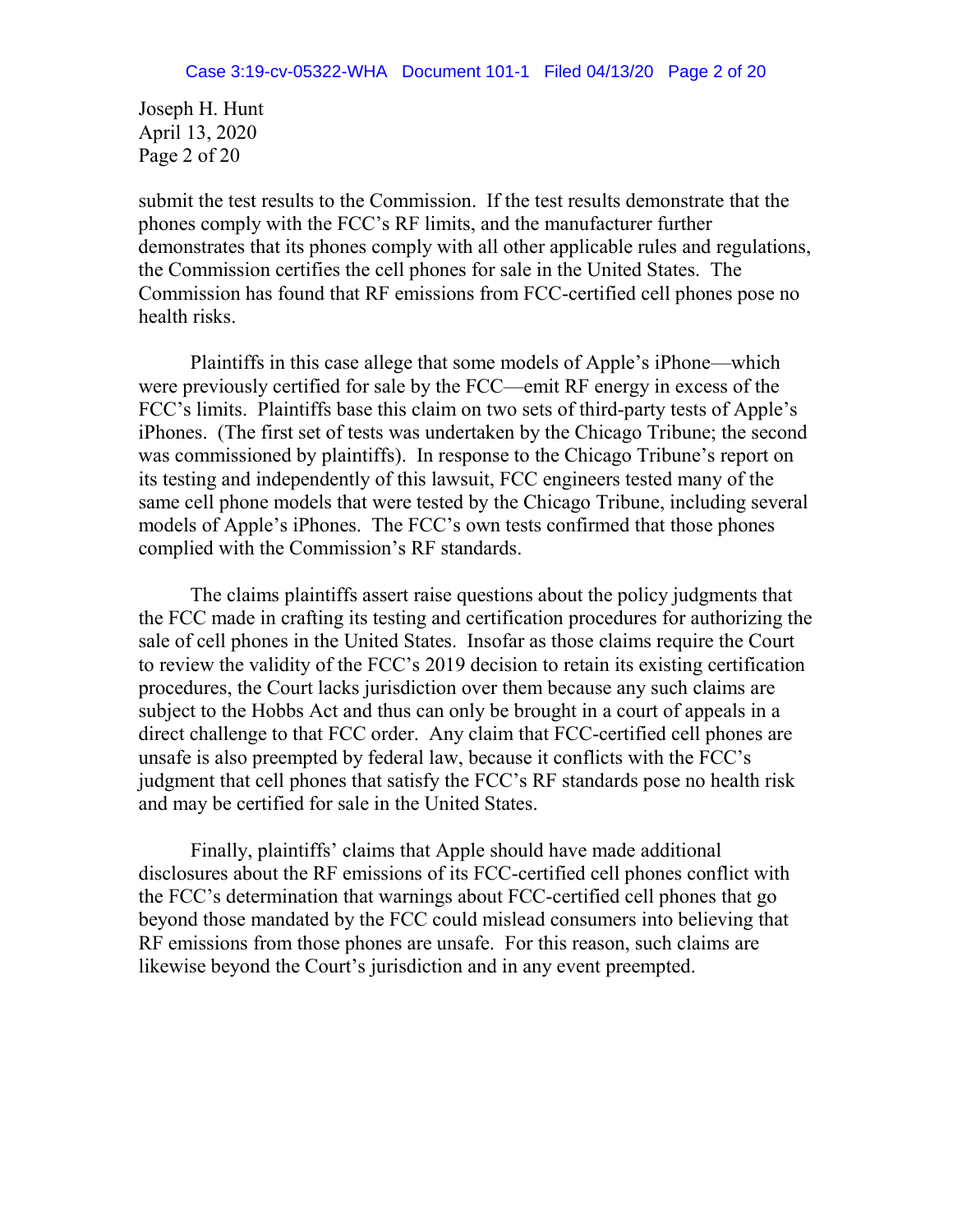submit the test results to the Commission. If the test results demonstrate that the phones comply with the FCC's RF limits, and the manufacturer further demonstrates that its phones comply with all other applicable rules and regulations, the Commission certifies the cell phones for sale in the United States. The Commission has found that RF emissions from FCC-certified cell phones pose no health risks.

Plaintiffs in this case allege that some models of Apple's iPhone—which were previously certified for sale by the FCC—emit RF energy in excess of the FCC's limits. Plaintiffs base this claim on two sets of third-party tests of Apple's iPhones. (The first set of tests was undertaken by the Chicago Tribune; the second was commissioned by plaintiffs). In response to the Chicago Tribune's report on its testing and independently of this lawsuit, FCC engineers tested many of the same cell phone models that were tested by the Chicago Tribune, including several models of Apple's iPhones. The FCC's own tests confirmed that those phones complied with the Commission's RF standards.

The claims plaintiffs assert raise questions about the policy judgments that the FCC made in crafting its testing and certification procedures for authorizing the sale of cell phones in the United States. Insofar as those claims require the Court to review the validity of the FCC's 2019 decision to retain its existing certification procedures, the Court lacks jurisdiction over them because any such claims are subject to the Hobbs Act and thus can only be brought in a court of appeals in a direct challenge to that FCC order. Any claim that FCC-certified cell phones are unsafe is also preempted by federal law, because it conflicts with the FCC's judgment that cell phones that satisfy the FCC's RF standards pose no health risk and may be certified for sale in the United States.

Finally, plaintiffs' claims that Apple should have made additional disclosures about the RF emissions of its FCC-certified cell phones conflict with the FCC's determination that warnings about FCC-certified cell phones that go beyond those mandated by the FCC could mislead consumers into believing that RF emissions from those phones are unsafe. For this reason, such claims are likewise beyond the Court's jurisdiction and in any event preempted.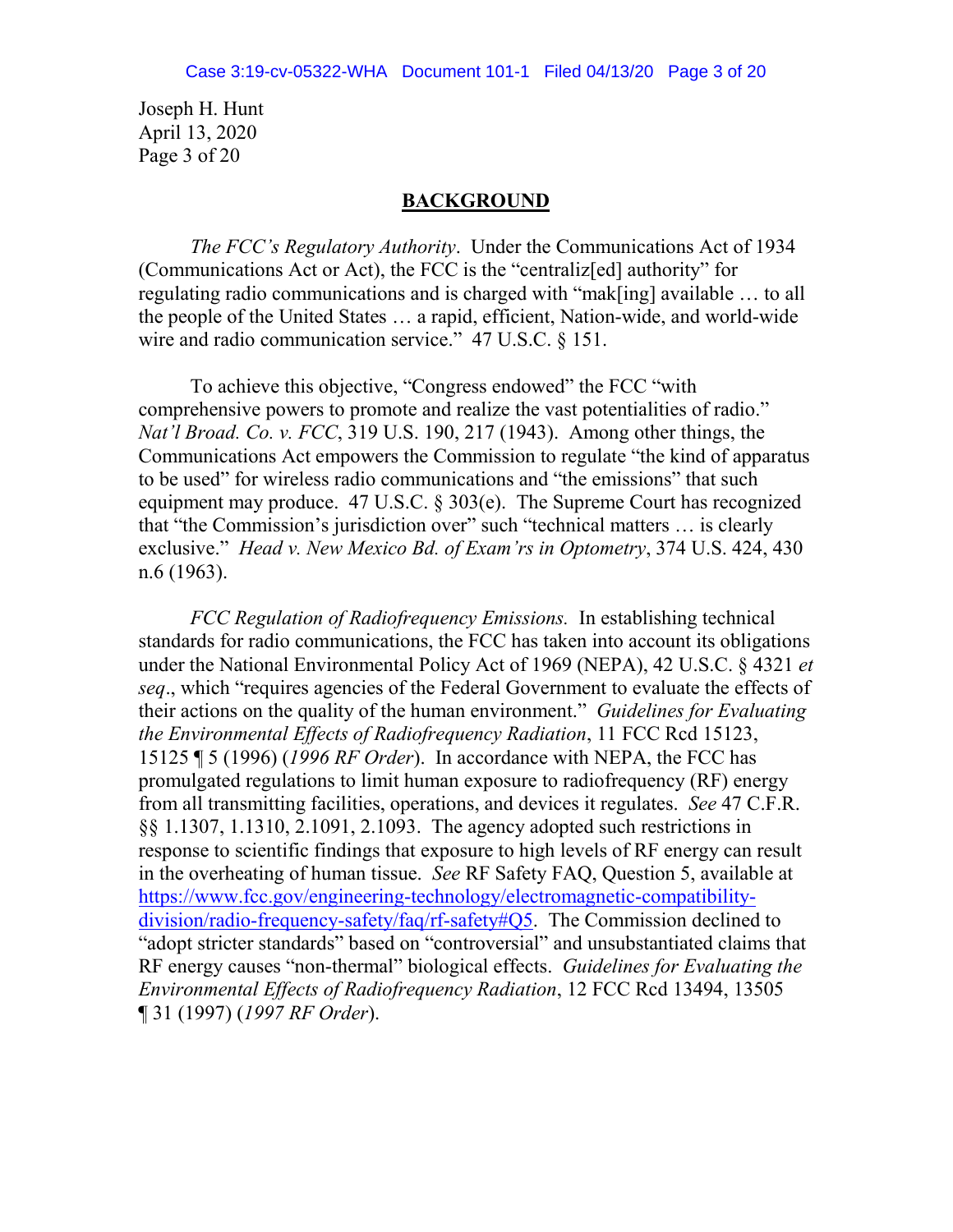## BACKGROUND

*The FCC's Regulatory Authority*. Under the Communications Act of 1934 (Communications Act or Act), the FCC is the "centraliz[ed] authority" for regulating radio communications and is charged with "mak[ing] available … to all the people of the United States … a rapid, efficient, Nation-wide, and world-wide wire and radio communication service." 47 U.S.C. § 151.

To achieve this objective, "Congress endowed" the FCC "with comprehensive powers to promote and realize the vast potentialities of radio." *Nat'l Broad. Co. v. FCC*, 319 U.S. 190, 217 (1943). Among other things, the Communications Act empowers the Commission to regulate "the kind of apparatus to be used" for wireless radio communications and "the emissions" that such equipment may produce. 47 U.S.C. § 303(e). The Supreme Court has recognized that "the Commission's jurisdiction over" such "technical matters … is clearly exclusive." *Head v. New Mexico Bd. of Exam'rs in Optometry*, 374 U.S. 424, 430 n.6 (1963).

*FCC Regulation of Radiofrequency Emissions.* In establishing technical standards for radio communications, the FCC has taken into account its obligations under the National Environmental Policy Act of 1969 (NEPA), 42 U.S.C. § 4321 *et seq*., which "requires agencies of the Federal Government to evaluate the effects of their actions on the quality of the human environment." *Guidelines for Evaluating the Environmental Effects of Radiofrequency Radiation*, 11 FCC Rcd 15123, 15125 ¶ 5 (1996) (*1996 RF Order*). In accordance with NEPA, the FCC has promulgated regulations to limit human exposure to radiofrequency (RF) energy from all transmitting facilities, operations, and devices it regulates. *See* 47 C.F.R. §§ 1.1307, 1.1310, 2.1091, 2.1093. The agency adopted such restrictions in response to scientific findings that exposure to high levels of RF energy can result in the overheating of human tissue. *See* RF Safety FAQ, Question 5, available at https://www.fcc.gov/engineering-technology/electromagnetic-compatibility-division/radio-frequency-safety/faq/rf-safety#Q5. The Commission declined to "adopt stricter standards" based on "controversial" and unsubstantiated claims that RF energy causes "non-thermal" biological effects. *Guidelines for Evaluating the Environmental Effects of Radiofrequency Radiation*, 12 FCC Rcd 13494, 13505 ¶ 31 (1997) (*1997 RF Order*).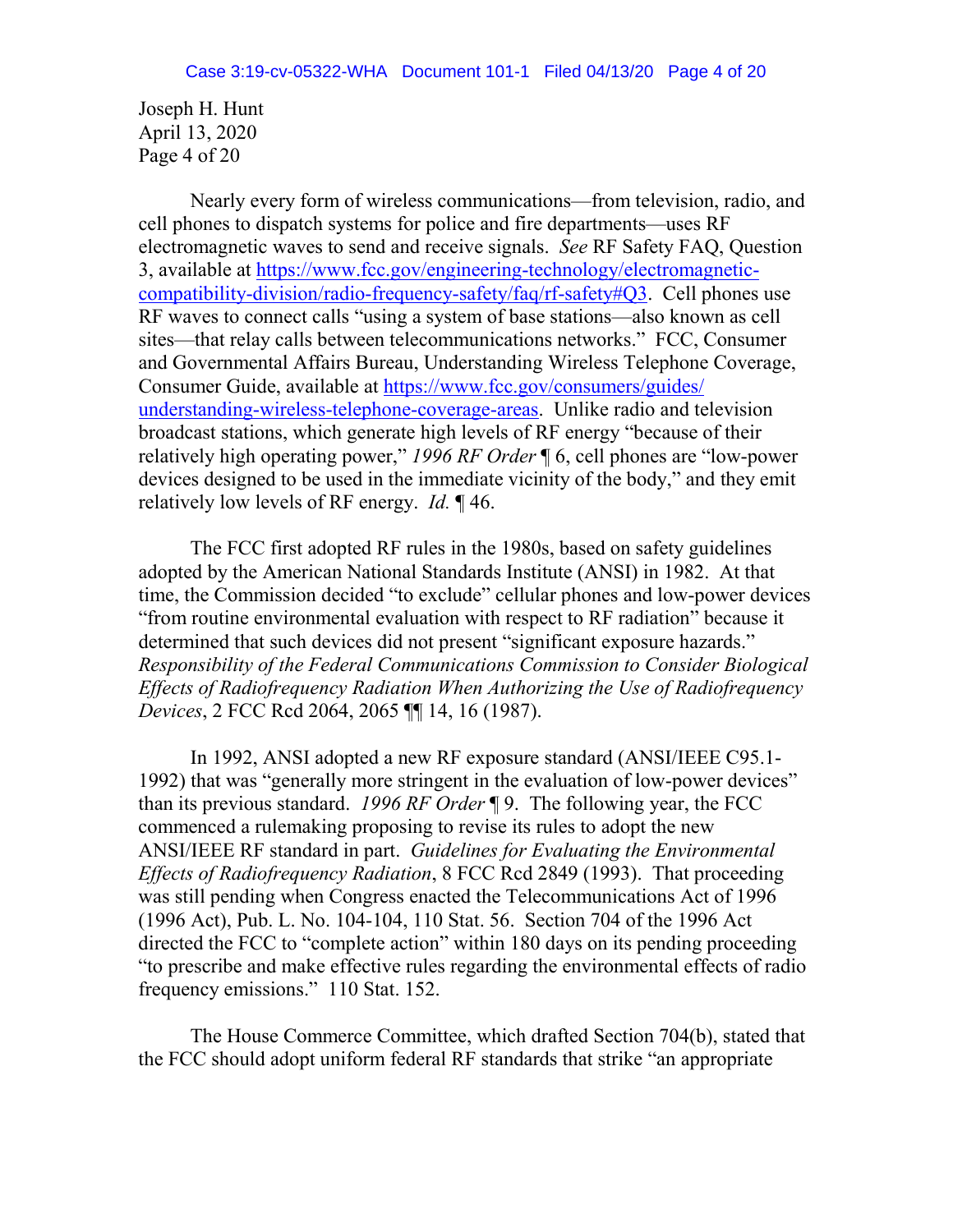Nearly every form of wireless communications—from television, radio, and cell phones to dispatch systems for police and fire departments—uses RF electromagnetic waves to send and receive signals. *See* RF Safety FAQ, Question 3, available at https://www.fcc.gov/engineering-technology/electromagnetic-compatibility-division/radio-frequency-safety/faq/rf-safety#Q3. Cell phones use RF waves to connect calls "using a system of base stations—also known as cell sites—that relay calls between telecommunications networks." FCC, Consumer and Governmental Affairs Bureau, Understanding Wireless Telephone Coverage, Consumer Guide, available at https://www.fcc.gov/consumers/guides/understanding-wireless-telephone-coverage-areas. Unlike radio and television broadcast stations, which generate high levels of RF energy "because of their relatively high operating power," *1996 RF Order* ¶ 6, cell phones are "low-power devices designed to be used in the immediate vicinity of the body," and they emit relatively low levels of RF energy. *Id.* ¶ 46.

The FCC first adopted RF rules in the 1980s, based on safety guidelines adopted by the American National Standards Institute (ANSI) in 1982. At that time, the Commission decided "to exclude" cellular phones and low-power devices "from routine environmental evaluation with respect to RF radiation" because it determined that such devices did not present "significant exposure hazards." *Responsibility of the Federal Communications Commission to Consider Biological Effects of Radiofrequency Radiation When Authorizing the Use of Radiofrequency Devices*, 2 FCC Rcd 2064, 2065 ¶¶ 14, 16 (1987).

In 1992, ANSI adopted a new RF exposure standard (ANSI/IEEE C95.1-1992) that was "generally more stringent in the evaluation of low-power devices" than its previous standard. *1996 RF Order* ¶ 9. The following year, the FCC commenced a rulemaking proposing to revise its rules to adopt the new ANSI/IEEE RF standard in part. *Guidelines for Evaluating the Environmental Effects of Radiofrequency Radiation*, 8 FCC Rcd 2849 (1993). That proceeding was still pending when Congress enacted the Telecommunications Act of 1996 (1996 Act), Pub. L. No. 104-104, 110 Stat. 56. Section 704 of the 1996 Act directed the FCC to "complete action" within 180 days on its pending proceeding "to prescribe and make effective rules regarding the environmental effects of radio frequency emissions." 110 Stat. 152.

The House Commerce Committee, which drafted Section 704(b), stated that the FCC should adopt uniform federal RF standards that strike "an appropriate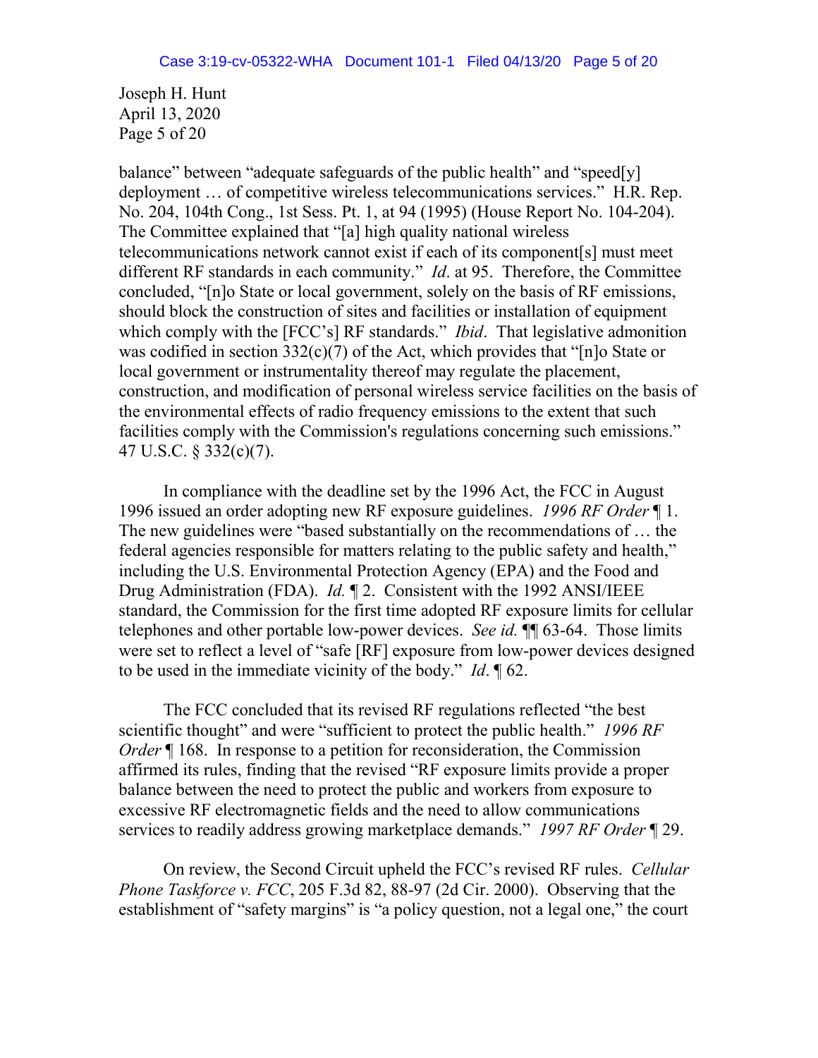balance" between "adequate safeguards of the public health" and "speed[y] deployment … of competitive wireless telecommunications services." H.R. Rep. No. 204, 104th Cong., 1st Sess. Pt. 1, at 94 (1995) (House Report No. 104-204). The Committee explained that "[a] high quality national wireless telecommunications network cannot exist if each of its component[s] must meet different RF standards in each community." *Id*. at 95. Therefore, the Committee concluded, "[n]o State or local government, solely on the basis of RF emissions, should block the construction of sites and facilities or installation of equipment which comply with the [FCC's] RF standards." *Ibid*. That legislative admonition was codified in section 332(c)(7) of the Act, which provides that "[n]o State or local government or instrumentality thereof may regulate the placement, construction, and modification of personal wireless service facilities on the basis of the environmental effects of radio frequency emissions to the extent that such facilities comply with the Commission's regulations concerning such emissions." 47 U.S.C. § 332(c)(7).

In compliance with the deadline set by the 1996 Act, the FCC in August 1996 issued an order adopting new RF exposure guidelines. *1996 RF Order* ¶ 1. The new guidelines were "based substantially on the recommendations of … the federal agencies responsible for matters relating to the public safety and health," including the U.S. Environmental Protection Agency (EPA) and the Food and Drug Administration (FDA). *Id.* ¶ 2. Consistent with the 1992 ANSI/IEEE standard, the Commission for the first time adopted RF exposure limits for cellular telephones and other portable low-power devices. *See id.* ¶¶ 63-64. Those limits were set to reflect a level of "safe [RF] exposure from low-power devices designed to be used in the immediate vicinity of the body." *Id*. ¶ 62.

The FCC concluded that its revised RF regulations reflected "the best scientific thought" and were "sufficient to protect the public health." *1996 RF Order* ¶ 168. In response to a petition for reconsideration, the Commission affirmed its rules, finding that the revised "RF exposure limits provide a proper balance between the need to protect the public and workers from exposure to excessive RF electromagnetic fields and the need to allow communications services to readily address growing marketplace demands." *1997 RF Order* ¶ 29.

On review, the Second Circuit upheld the FCC's revised RF rules. *Cellular Phone Taskforce v. FCC*, 205 F.3d 82, 88-97 (2d Cir. 2000). Observing that the establishment of "safety margins" is "a policy question, not a legal one," the court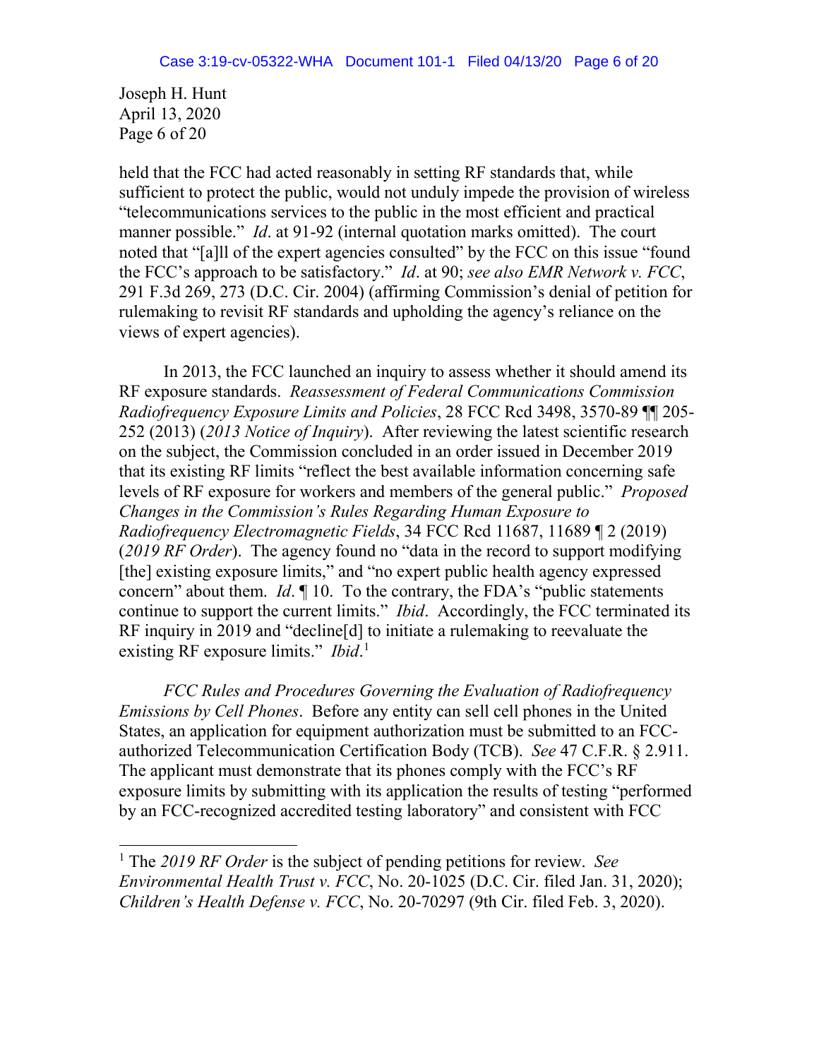held that the FCC had acted reasonably in setting RF standards that, while sufficient to protect the public, would not unduly impede the provision of wireless "telecommunications services to the public in the most efficient and practical manner possible." *Id*. at 91-92 (internal quotation marks omitted). The court noted that "[a]ll of the expert agencies consulted" by the FCC on this issue "found the FCC's approach to be satisfactory." *Id*. at 90; *see also EMR Network v. FCC*, 291 F.3d 269, 273 (D.C. Cir. 2004) (affirming Commission's denial of petition for rulemaking to revisit RF standards and upholding the agency's reliance on the views of expert agencies).

In 2013, the FCC launched an inquiry to assess whether it should amend its RF exposure standards. *Reassessment of Federal Communications Commission Radiofrequency Exposure Limits and Policies*, 28 FCC Rcd 3498, 3570-89 ¶¶ 205-252 (2013) (*2013 Notice of Inquiry*). After reviewing the latest scientific research on the subject, the Commission concluded in an order issued in December 2019 that its existing RF limits "reflect the best available information concerning safe levels of RF exposure for workers and members of the general public." *Proposed Changes in the Commission's Rules Regarding Human Exposure to Radiofrequency Electromagnetic Fields*, 34 FCC Rcd 11687, 11689 ¶ 2 (2019) (*2019 RF Order*). The agency found no "data in the record to support modifying [the] existing exposure limits," and "no expert public health agency expressed concern" about them. *Id*. ¶ 10. To the contrary, the FDA's "public statements continue to support the current limits." *Ibid*. Accordingly, the FCC terminated its RF inquiry in 2019 and "decline[d] to initiate a rulemaking to reevaluate the existing RF exposure limits." *Ibid*.[1]

*FCC Rules and Procedures Governing the Evaluation of Radiofrequency Emissions by Cell Phones*. Before any entity can sell cell phones in the United States, an application for equipment authorization must be submitted to an FCC-authorized Telecommunication Certification Body (TCB). *See* 47 C.F.R. § 2.911. The applicant must demonstrate that its phones comply with the FCC's RF exposure limits by submitting with its application the results of testing "performed by an FCC-recognized accredited testing laboratory" and consistent with FCC

[1] The *2019 RF Order* is the subject of pending petitions for review. *See Environmental Health Trust v. FCC*, No. 20-1025 (D.C. Cir. filed Jan. 31, 2020); *Children's Health Defense v. FCC*, No. 20-70297 (9th Cir. filed Feb. 3, 2020).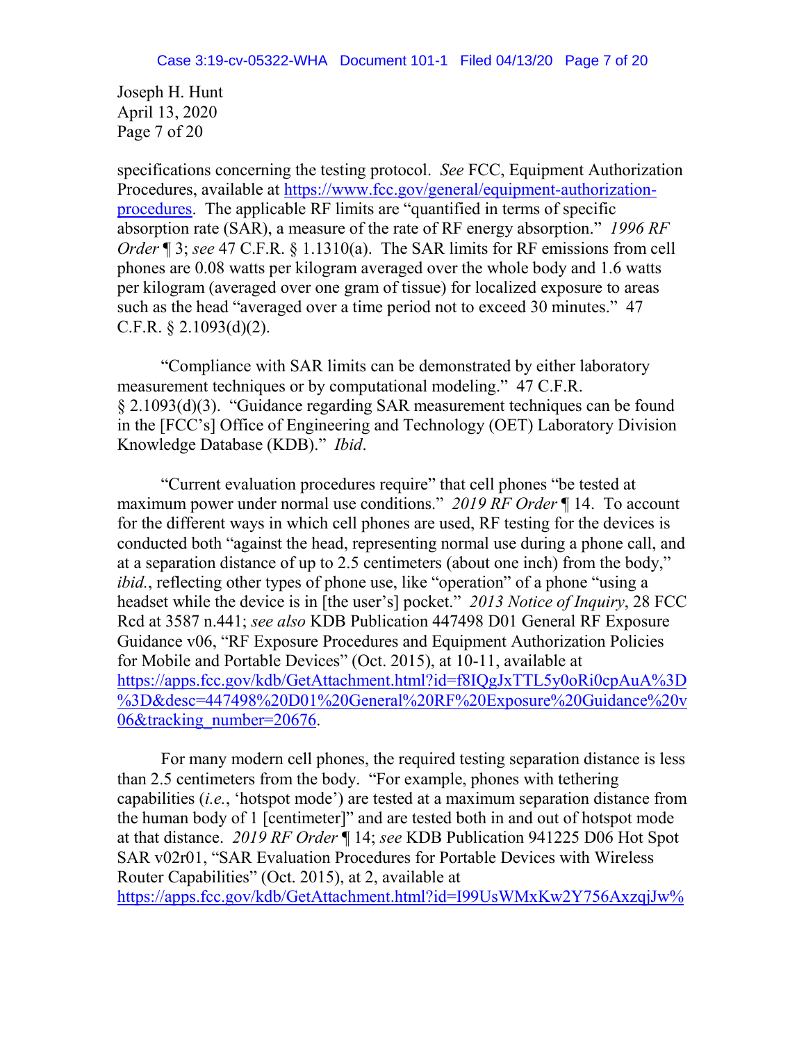specifications concerning the testing protocol. *See* FCC, Equipment Authorization Procedures, available at https://www.fcc.gov/general/equipment-authorization-procedures. The applicable RF limits are "quantified in terms of specific absorption rate (SAR), a measure of the rate of RF energy absorption." *1996 RF Order* ¶ 3; *see* 47 C.F.R. § 1.1310(a). The SAR limits for RF emissions from cell phones are 0.08 watts per kilogram averaged over the whole body and 1.6 watts per kilogram (averaged over one gram of tissue) for localized exposure to areas such as the head "averaged over a time period not to exceed 30 minutes." 47 C.F.R. § 2.1093(d)(2).

"Compliance with SAR limits can be demonstrated by either laboratory measurement techniques or by computational modeling." 47 C.F.R. § 2.1093(d)(3). "Guidance regarding SAR measurement techniques can be found in the [FCC's] Office of Engineering and Technology (OET) Laboratory Division Knowledge Database (KDB)." *Ibid*.

"Current evaluation procedures require" that cell phones "be tested at maximum power under normal use conditions." *2019 RF Order* ¶ 14. To account for the different ways in which cell phones are used, RF testing for the devices is conducted both "against the head, representing normal use during a phone call, and at a separation distance of up to 2.5 centimeters (about one inch) from the body," *ibid.*, reflecting other types of phone use, like "operation" of a phone "using a headset while the device is in [the user's] pocket." *2013 Notice of Inquiry*, 28 FCC Rcd at 3587 n.441; *see also* KDB Publication 447498 D01 General RF Exposure Guidance v06, "RF Exposure Procedures and Equipment Authorization Policies for Mobile and Portable Devices" (Oct. 2015), at 10-11, available at https://apps.fcc.gov/kdb/GetAttachment.html?id=f8IQgJxTTL5y0oRi0cpAuA%3D%3D&desc=447498%20D01%20General%20RF%20Exposure%20Guidance%20v06&tracking_number=20676.

For many modern cell phones, the required testing separation distance is less than 2.5 centimeters from the body. "For example, phones with tethering capabilities (*i.e.*, 'hotspot mode') are tested at a maximum separation distance from the human body of 1 [centimeter]" and are tested both in and out of hotspot mode at that distance. *2019 RF Order* ¶ 14; *see* KDB Publication 941225 D06 Hot Spot SAR v02r01, "SAR Evaluation Procedures for Portable Devices with Wireless Router Capabilities" (Oct. 2015), at 2, available at https://apps.fcc.gov/kdb/GetAttachment.html?id=I99UsWMxKw2Y756AxzqjJw%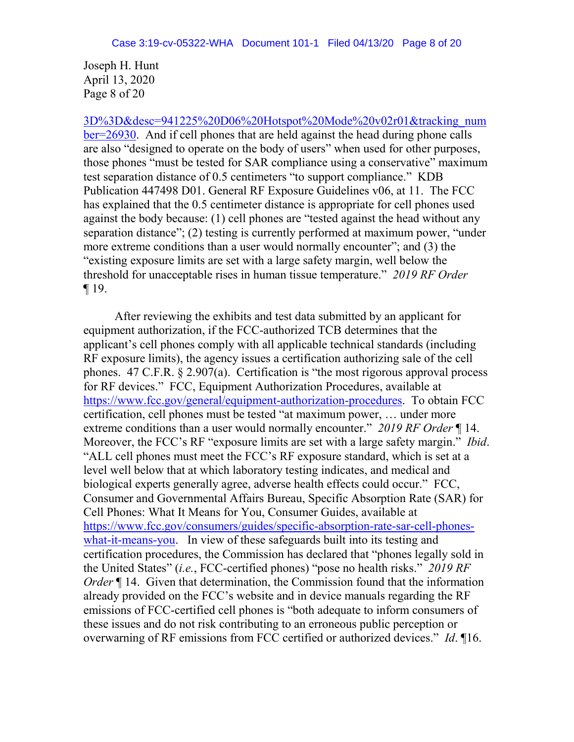3D%3D&desc=941225%20D06%20Hotspot%20Mode%20v02r01&tracking_number=26930. And if cell phones that are held against the head during phone calls are also "designed to operate on the body of users" when used for other purposes, those phones "must be tested for SAR compliance using a conservative" maximum test separation distance of 0.5 centimeters "to support compliance." KDB Publication 447498 D01. General RF Exposure Guidelines v06, at 11. The FCC has explained that the 0.5 centimeter distance is appropriate for cell phones used against the body because: (1) cell phones are "tested against the head without any separation distance"; (2) testing is currently performed at maximum power, "under more extreme conditions than a user would normally encounter"; and (3) the "existing exposure limits are set with a large safety margin, well below the threshold for unacceptable rises in human tissue temperature." *2019 RF Order* ¶ 19.

After reviewing the exhibits and test data submitted by an applicant for equipment authorization, if the FCC-authorized TCB determines that the applicant's cell phones comply with all applicable technical standards (including RF exposure limits), the agency issues a certification authorizing sale of the cell phones. 47 C.F.R. § 2.907(a). Certification is "the most rigorous approval process for RF devices." FCC, Equipment Authorization Procedures, available at https://www.fcc.gov/general/equipment-authorization-procedures. To obtain FCC certification, cell phones must be tested "at maximum power, … under more extreme conditions than a user would normally encounter." *2019 RF Order* ¶ 14. Moreover, the FCC's RF "exposure limits are set with a large safety margin." *Ibid*. "ALL cell phones must meet the FCC's RF exposure standard, which is set at a level well below that at which laboratory testing indicates, and medical and biological experts generally agree, adverse health effects could occur." FCC, Consumer and Governmental Affairs Bureau, Specific Absorption Rate (SAR) for Cell Phones: What It Means for You, Consumer Guides, available at https://www.fcc.gov/consumers/guides/specific-absorption-rate-sar-cell-phones-what-it-means-you. In view of these safeguards built into its testing and certification procedures, the Commission has declared that "phones legally sold in the United States" (*i.e.*, FCC-certified phones) "pose no health risks." *2019 RF Order* ¶ 14. Given that determination, the Commission found that the information already provided on the FCC's website and in device manuals regarding the RF emissions of FCC-certified cell phones is "both adequate to inform consumers of these issues and do not risk contributing to an erroneous public perception or overwarning of RF emissions from FCC certified or authorized devices." *Id*. ¶16.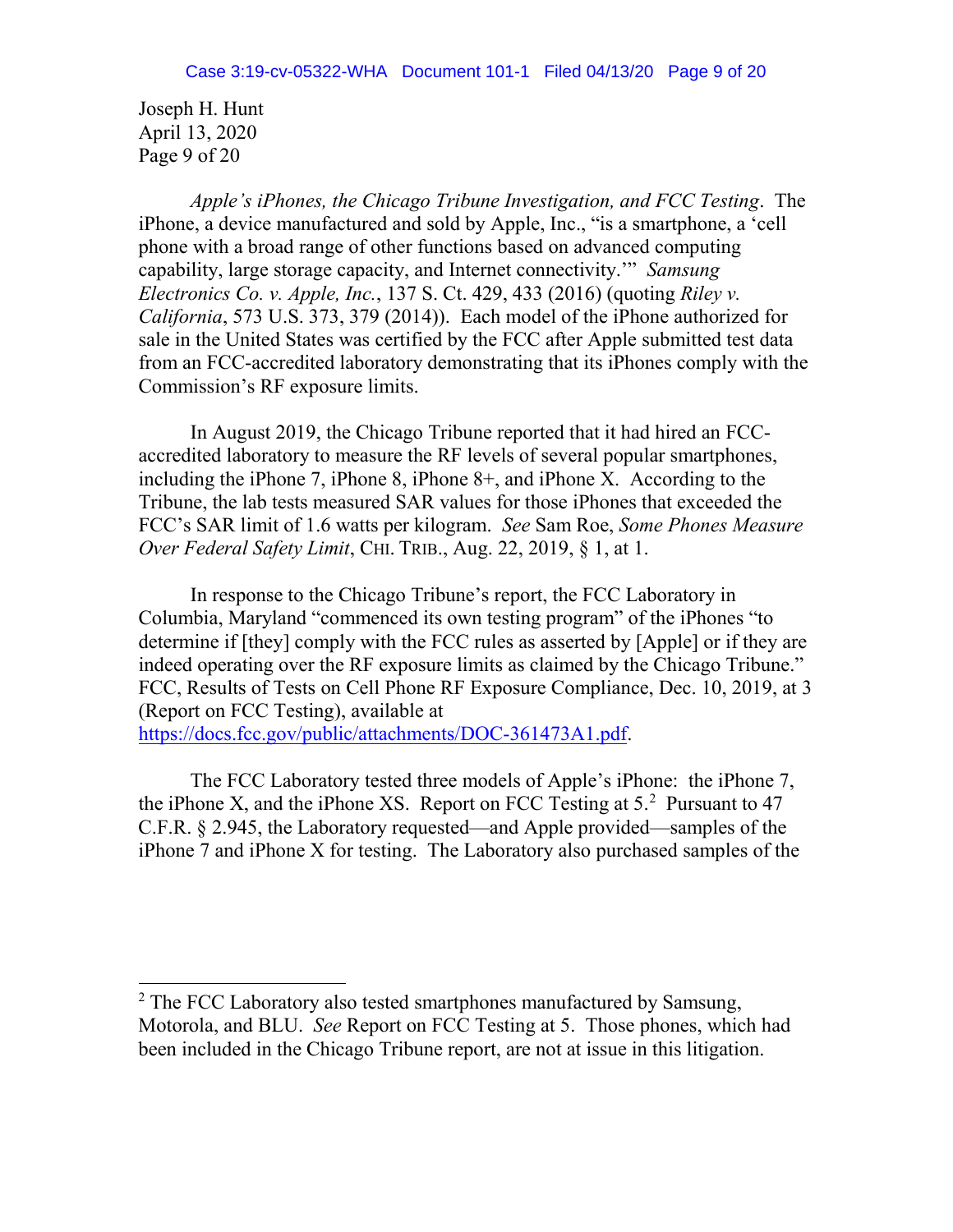*Apple's iPhones, the Chicago Tribune Investigation, and FCC Testing*. The iPhone, a device manufactured and sold by Apple, Inc., "is a smartphone, a 'cell phone with a broad range of other functions based on advanced computing capability, large storage capacity, and Internet connectivity.'" *Samsung Electronics Co. v. Apple, Inc.*, 137 S. Ct. 429, 433 (2016) (quoting *Riley v. California*, 573 U.S. 373, 379 (2014)). Each model of the iPhone authorized for sale in the United States was certified by the FCC after Apple submitted test data from an FCC-accredited laboratory demonstrating that its iPhones comply with the Commission's RF exposure limits.

In August 2019, the Chicago Tribune reported that it had hired an FCC-accredited laboratory to measure the RF levels of several popular smartphones, including the iPhone 7, iPhone 8, iPhone 8+, and iPhone X. According to the Tribune, the lab tests measured SAR values for those iPhones that exceeded the FCC's SAR limit of 1.6 watts per kilogram. *See* Sam Roe, *Some Phones Measure Over Federal Safety Limit*, CHI. TRIB., Aug. 22, 2019, § 1, at 1.

In response to the Chicago Tribune's report, the FCC Laboratory in Columbia, Maryland "commenced its own testing program" of the iPhones "to determine if [they] comply with the FCC rules as asserted by [Apple] or if they are indeed operating over the RF exposure limits as claimed by the Chicago Tribune." FCC, Results of Tests on Cell Phone RF Exposure Compliance, Dec. 10, 2019, at 3 (Report on FCC Testing), available at https://docs.fcc.gov/public/attachments/DOC-361473A1.pdf.

The FCC Laboratory tested three models of Apple's iPhone: the iPhone 7, the iPhone X, and the iPhone XS. Report on FCC Testing at 5.[2] Pursuant to 47 C.F.R. § 2.945, the Laboratory requested—and Apple provided—samples of the iPhone 7 and iPhone X for testing. The Laboratory also purchased samples of the

---

[2] The FCC Laboratory also tested smartphones manufactured by Samsung, Motorola, and BLU. *See* Report on FCC Testing at 5. Those phones, which had been included in the Chicago Tribune report, are not at issue in this litigation.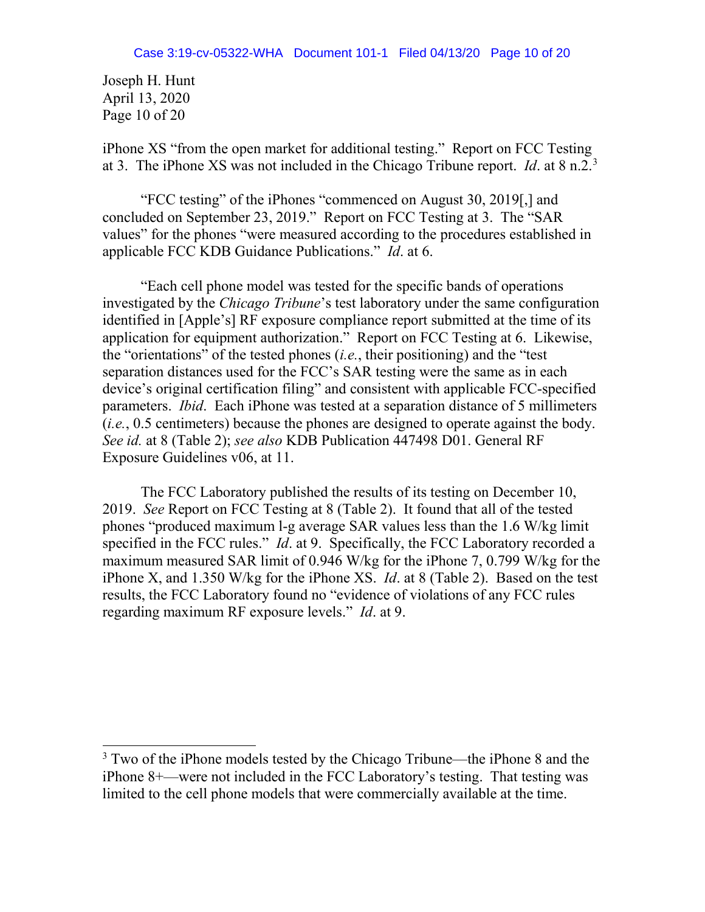iPhone XS "from the open market for additional testing." Report on FCC Testing at 3. The iPhone XS was not included in the Chicago Tribune report. *Id*. at 8 n.2.[3]

"FCC testing" of the iPhones "commenced on August 30, 2019[,] and concluded on September 23, 2019." Report on FCC Testing at 3. The "SAR values" for the phones "were measured according to the procedures established in applicable FCC KDB Guidance Publications." *Id*. at 6.

"Each cell phone model was tested for the specific bands of operations investigated by the *Chicago Tribune*'s test laboratory under the same configuration identified in [Apple's] RF exposure compliance report submitted at the time of its application for equipment authorization." Report on FCC Testing at 6. Likewise, the "orientations" of the tested phones (*i.e.*, their positioning) and the "test separation distances used for the FCC's SAR testing were the same as in each device's original certification filing" and consistent with applicable FCC-specified parameters. *Ibid*. Each iPhone was tested at a separation distance of 5 millimeters (*i.e.*, 0.5 centimeters) because the phones are designed to operate against the body. *See id.* at 8 (Table 2); *see also* KDB Publication 447498 D01. General RF Exposure Guidelines v06, at 11.

The FCC Laboratory published the results of its testing on December 10, 2019. *See* Report on FCC Testing at 8 (Table 2). It found that all of the tested phones "produced maximum l-g average SAR values less than the 1.6 W/kg limit specified in the FCC rules." *Id*. at 9. Specifically, the FCC Laboratory recorded a maximum measured SAR limit of 0.946 W/kg for the iPhone 7, 0.799 W/kg for the iPhone X, and 1.350 W/kg for the iPhone XS. *Id*. at 8 (Table 2). Based on the test results, the FCC Laboratory found no "evidence of violations of any FCC rules regarding maximum RF exposure levels." *Id*. at 9.

---

[3] Two of the iPhone models tested by the Chicago Tribune—the iPhone 8 and the iPhone 8+—were not included in the FCC Laboratory's testing. That testing was limited to the cell phone models that were commercially available at the time.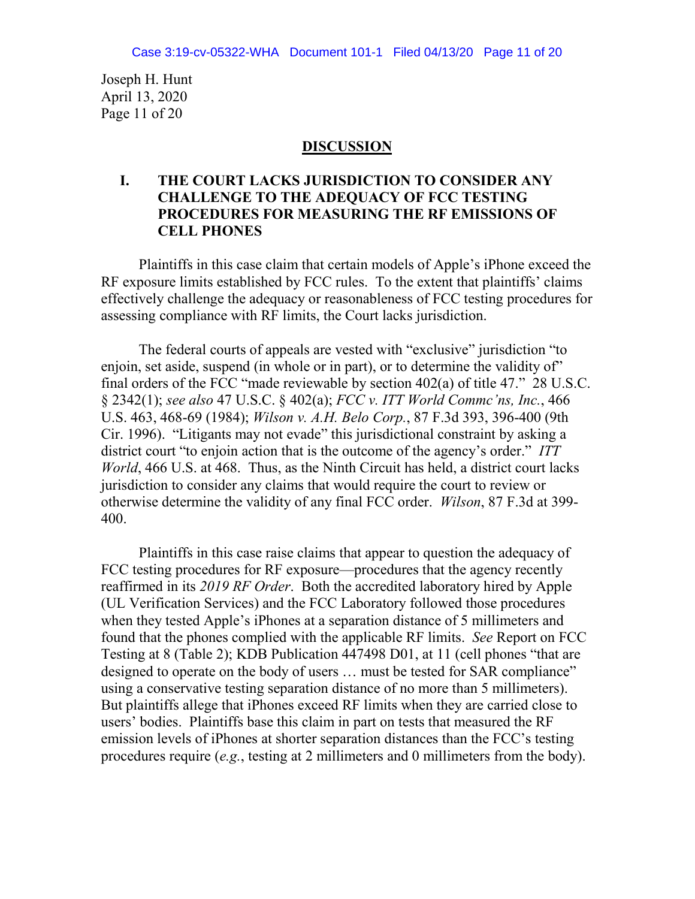Joseph H. Hunt
April 13, 2020
Page 11 of 20

## DISCUSSION

### I. THE COURT LACKS JURISDICTION TO CONSIDER ANY CHALLENGE TO THE ADEQUACY OF FCC TESTING PROCEDURES FOR MEASURING THE RF EMISSIONS OF CELL PHONES

Plaintiffs in this case claim that certain models of Apple's iPhone exceed the RF exposure limits established by FCC rules. To the extent that plaintiffs' claims effectively challenge the adequacy or reasonableness of FCC testing procedures for assessing compliance with RF limits, the Court lacks jurisdiction.

The federal courts of appeals are vested with "exclusive" jurisdiction "to enjoin, set aside, suspend (in whole or in part), or to determine the validity of" final orders of the FCC "made reviewable by section 402(a) of title 47." 28 U.S.C. § 2342(1); *see also* 47 U.S.C. § 402(a); *FCC v. ITT World Commc'ns, Inc.*, 466 U.S. 463, 468-69 (1984); *Wilson v. A.H. Belo Corp.*, 87 F.3d 393, 396-400 (9th Cir. 1996). "Litigants may not evade" this jurisdictional constraint by asking a district court "to enjoin action that is the outcome of the agency's order." *ITT World*, 466 U.S. at 468. Thus, as the Ninth Circuit has held, a district court lacks jurisdiction to consider any claims that would require the court to review or otherwise determine the validity of any final FCC order. *Wilson*, 87 F.3d at 399-400.

Plaintiffs in this case raise claims that appear to question the adequacy of FCC testing procedures for RF exposure—procedures that the agency recently reaffirmed in its *2019 RF Order*. Both the accredited laboratory hired by Apple (UL Verification Services) and the FCC Laboratory followed those procedures when they tested Apple's iPhones at a separation distance of 5 millimeters and found that the phones complied with the applicable RF limits. *See* Report on FCC Testing at 8 (Table 2); KDB Publication 447498 D01, at 11 (cell phones "that are designed to operate on the body of users … must be tested for SAR compliance" using a conservative testing separation distance of no more than 5 millimeters). But plaintiffs allege that iPhones exceed RF limits when they are carried close to users' bodies. Plaintiffs base this claim in part on tests that measured the RF emission levels of iPhones at shorter separation distances than the FCC's testing procedures require (*e.g.*, testing at 2 millimeters and 0 millimeters from the body).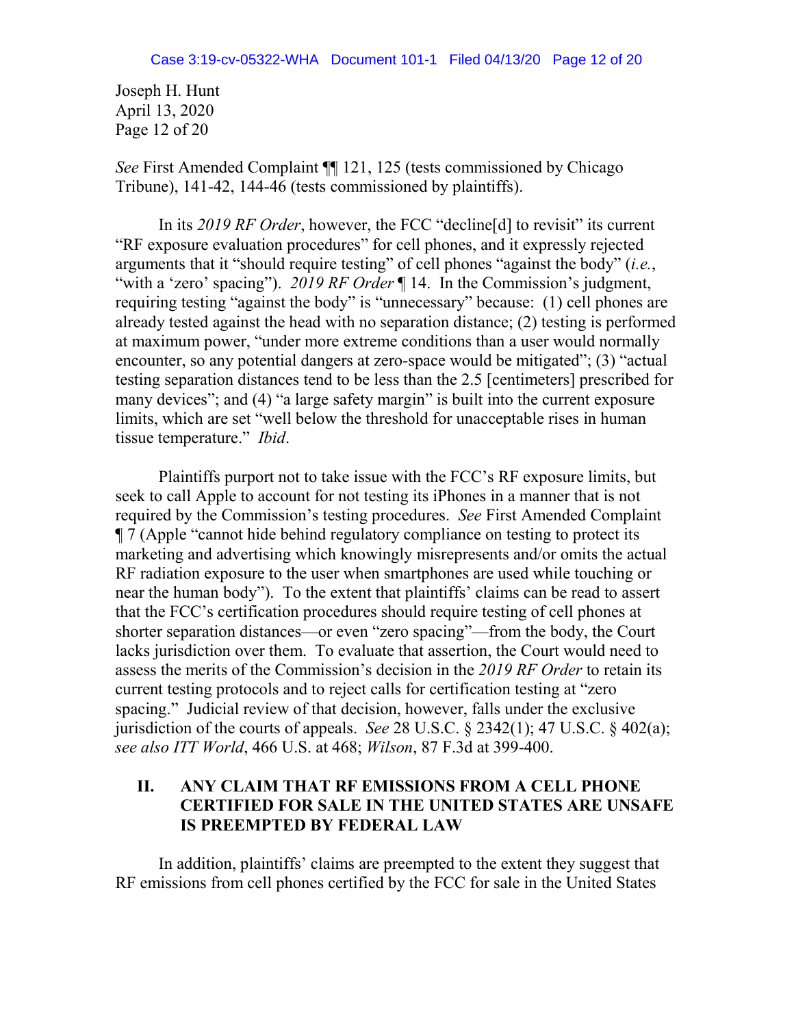*See* First Amended Complaint ¶¶ 121, 125 (tests commissioned by Chicago Tribune), 141-42, 144-46 (tests commissioned by plaintiffs).

In its *2019 RF Order*, however, the FCC "decline[d] to revisit" its current "RF exposure evaluation procedures" for cell phones, and it expressly rejected arguments that it "should require testing" of cell phones "against the body" (*i.e.*, "with a 'zero' spacing"). *2019 RF Order* ¶ 14. In the Commission's judgment, requiring testing "against the body" is "unnecessary" because: (1) cell phones are already tested against the head with no separation distance; (2) testing is performed at maximum power, "under more extreme conditions than a user would normally encounter, so any potential dangers at zero-space would be mitigated"; (3) "actual testing separation distances tend to be less than the 2.5 [centimeters] prescribed for many devices"; and (4) "a large safety margin" is built into the current exposure limits, which are set "well below the threshold for unacceptable rises in human tissue temperature." *Ibid*.

Plaintiffs purport not to take issue with the FCC's RF exposure limits, but seek to call Apple to account for not testing its iPhones in a manner that is not required by the Commission's testing procedures. *See* First Amended Complaint ¶ 7 (Apple "cannot hide behind regulatory compliance on testing to protect its marketing and advertising which knowingly misrepresents and/or omits the actual RF radiation exposure to the user when smartphones are used while touching or near the human body"). To the extent that plaintiffs' claims can be read to assert that the FCC's certification procedures should require testing of cell phones at shorter separation distances—or even "zero spacing"—from the body, the Court lacks jurisdiction over them. To evaluate that assertion, the Court would need to assess the merits of the Commission's decision in the *2019 RF Order* to retain its current testing protocols and to reject calls for certification testing at "zero spacing." Judicial review of that decision, however, falls under the exclusive jurisdiction of the courts of appeals. *See* 28 U.S.C. § 2342(1); 47 U.S.C. § 402(a); *see also ITT World*, 466 U.S. at 468; *Wilson*, 87 F.3d at 399-400.

## II. ANY CLAIM THAT RF EMISSIONS FROM A CELL PHONE CERTIFIED FOR SALE IN THE UNITED STATES ARE UNSAFE IS PREEMPTED BY FEDERAL LAW

In addition, plaintiffs' claims are preempted to the extent they suggest that RF emissions from cell phones certified by the FCC for sale in the United States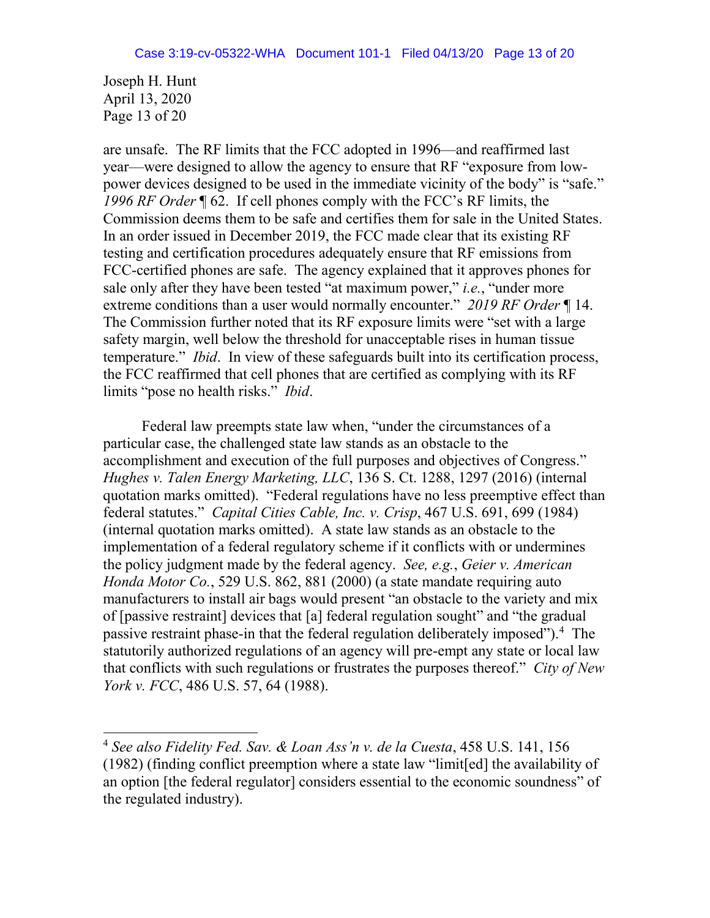Joseph H. Hunt
April 13, 2020

are unsafe. The RF limits that the FCC adopted in 1996—and reaffirmed last year—were designed to allow the agency to ensure that RF "exposure from low-power devices designed to be used in the immediate vicinity of the body" is "safe." *1996 RF Order* ¶ 62. If cell phones comply with the FCC's RF limits, the Commission deems them to be safe and certifies them for sale in the United States. In an order issued in December 2019, the FCC made clear that its existing RF testing and certification procedures adequately ensure that RF emissions from FCC-certified phones are safe. The agency explained that it approves phones for sale only after they have been tested "at maximum power," *i.e.*, "under more extreme conditions than a user would normally encounter." *2019 RF Order* ¶ 14. The Commission further noted that its RF exposure limits were "set with a large safety margin, well below the threshold for unacceptable rises in human tissue temperature." *Ibid*. In view of these safeguards built into its certification process, the FCC reaffirmed that cell phones that are certified as complying with its RF limits "pose no health risks." *Ibid*.

Federal law preempts state law when, "under the circumstances of a particular case, the challenged state law stands as an obstacle to the accomplishment and execution of the full purposes and objectives of Congress." *Hughes v. Talen Energy Marketing, LLC*, 136 S. Ct. 1288, 1297 (2016) (internal quotation marks omitted). "Federal regulations have no less preemptive effect than federal statutes." *Capital Cities Cable, Inc. v. Crisp*, 467 U.S. 691, 699 (1984) (internal quotation marks omitted). A state law stands as an obstacle to the implementation of a federal regulatory scheme if it conflicts with or undermines the policy judgment made by the federal agency. *See, e.g.*, *Geier v. American Honda Motor Co.*, 529 U.S. 862, 881 (2000) (a state mandate requiring auto manufacturers to install air bags would present "an obstacle to the variety and mix of [passive restraint] devices that [a] federal regulation sought" and "the gradual passive restraint phase-in that the federal regulation deliberately imposed").[4] The statutorily authorized regulations of an agency will pre-empt any state or local law that conflicts with such regulations or frustrates the purposes thereof." *City of New York v. FCC*, 486 U.S. 57, 64 (1988).

---

[4] *See also Fidelity Fed. Sav. & Loan Ass'n v. de la Cuesta*, 458 U.S. 141, 156 (1982) (finding conflict preemption where a state law "limit[ed] the availability of an option [the federal regulator] considers essential to the economic soundness" of the regulated industry).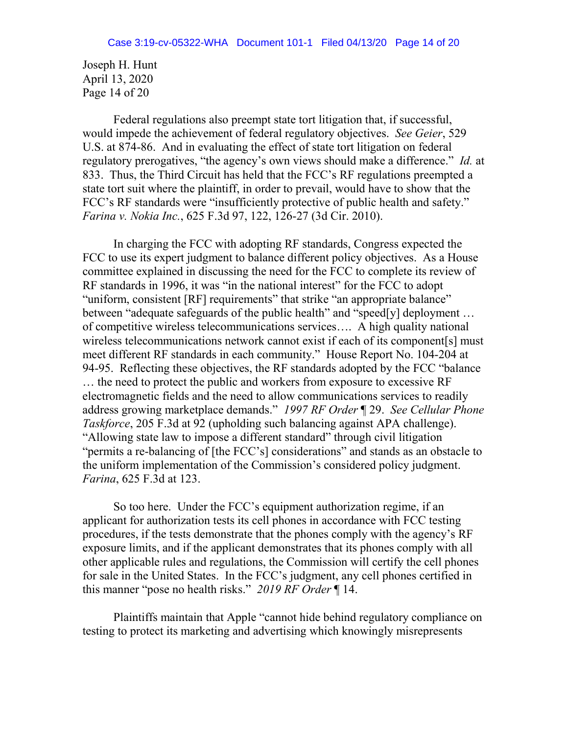Federal regulations also preempt state tort litigation that, if successful, would impede the achievement of federal regulatory objectives. *See Geier*, 529 U.S. at 874-86. And in evaluating the effect of state tort litigation on federal regulatory prerogatives, "the agency's own views should make a difference." *Id.* at 833. Thus, the Third Circuit has held that the FCC's RF regulations preempted a state tort suit where the plaintiff, in order to prevail, would have to show that the FCC's RF standards were "insufficiently protective of public health and safety." *Farina v. Nokia Inc.*, 625 F.3d 97, 122, 126-27 (3d Cir. 2010).

In charging the FCC with adopting RF standards, Congress expected the FCC to use its expert judgment to balance different policy objectives. As a House committee explained in discussing the need for the FCC to complete its review of RF standards in 1996, it was "in the national interest" for the FCC to adopt "uniform, consistent [RF] requirements" that strike "an appropriate balance" between "adequate safeguards of the public health" and "speed[y] deployment … of competitive wireless telecommunications services…. A high quality national wireless telecommunications network cannot exist if each of its component[s] must meet different RF standards in each community." House Report No. 104-204 at 94-95. Reflecting these objectives, the RF standards adopted by the FCC "balance … the need to protect the public and workers from exposure to excessive RF electromagnetic fields and the need to allow communications services to readily address growing marketplace demands." *1997 RF Order* ¶ 29. *See Cellular Phone Taskforce*, 205 F.3d at 92 (upholding such balancing against APA challenge). "Allowing state law to impose a different standard" through civil litigation "permits a re-balancing of [the FCC's] considerations" and stands as an obstacle to the uniform implementation of the Commission's considered policy judgment. *Farina*, 625 F.3d at 123.

So too here. Under the FCC's equipment authorization regime, if an applicant for authorization tests its cell phones in accordance with FCC testing procedures, if the tests demonstrate that the phones comply with the agency's RF exposure limits, and if the applicant demonstrates that its phones comply with all other applicable rules and regulations, the Commission will certify the cell phones for sale in the United States. In the FCC's judgment, any cell phones certified in this manner "pose no health risks." *2019 RF Order* ¶ 14.

Plaintiffs maintain that Apple "cannot hide behind regulatory compliance on testing to protect its marketing and advertising which knowingly misrepresents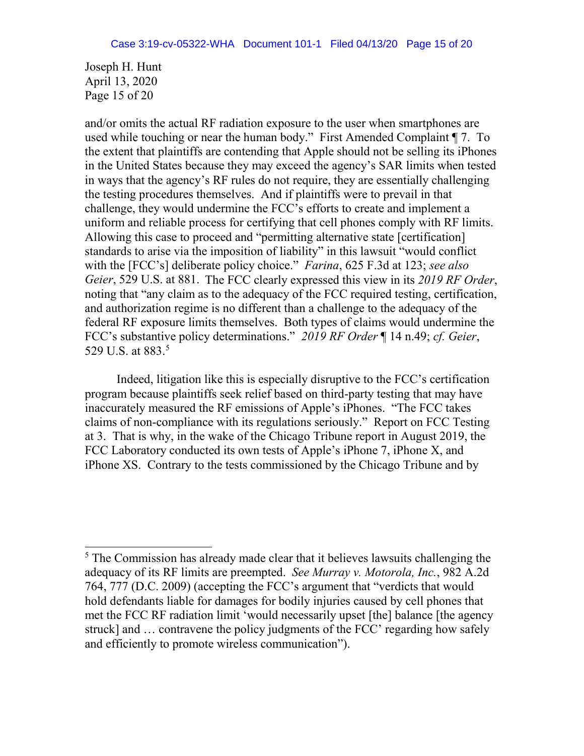and/or omits the actual RF radiation exposure to the user when smartphones are used while touching or near the human body." First Amended Complaint ¶ 7. To the extent that plaintiffs are contending that Apple should not be selling its iPhones in the United States because they may exceed the agency's SAR limits when tested in ways that the agency's RF rules do not require, they are essentially challenging the testing procedures themselves. And if plaintiffs were to prevail in that challenge, they would undermine the FCC's efforts to create and implement a uniform and reliable process for certifying that cell phones comply with RF limits. Allowing this case to proceed and "permitting alternative state [certification] standards to arise via the imposition of liability" in this lawsuit "would conflict with the [FCC's] deliberate policy choice." *Farina*, 625 F.3d at 123; *see also Geier*, 529 U.S. at 881. The FCC clearly expressed this view in its *2019 RF Order*, noting that "any claim as to the adequacy of the FCC required testing, certification, and authorization regime is no different than a challenge to the adequacy of the federal RF exposure limits themselves. Both types of claims would undermine the FCC's substantive policy determinations." *2019 RF Order* ¶ 14 n.49; *cf. Geier*, 529 U.S. at 883.[5]

Indeed, litigation like this is especially disruptive to the FCC's certification program because plaintiffs seek relief based on third-party testing that may have inaccurately measured the RF emissions of Apple's iPhones. "The FCC takes claims of non-compliance with its regulations seriously." Report on FCC Testing at 3. That is why, in the wake of the Chicago Tribune report in August 2019, the FCC Laboratory conducted its own tests of Apple's iPhone 7, iPhone X, and iPhone XS. Contrary to the tests commissioned by the Chicago Tribune and by

---

[5] The Commission has already made clear that it believes lawsuits challenging the adequacy of its RF limits are preempted. *See Murray v. Motorola, Inc.*, 982 A.2d 764, 777 (D.C. 2009) (accepting the FCC's argument that "verdicts that would hold defendants liable for damages for bodily injuries caused by cell phones that met the FCC RF radiation limit 'would necessarily upset [the] balance [the agency struck] and … contravene the policy judgments of the FCC' regarding how safely and efficiently to promote wireless communication").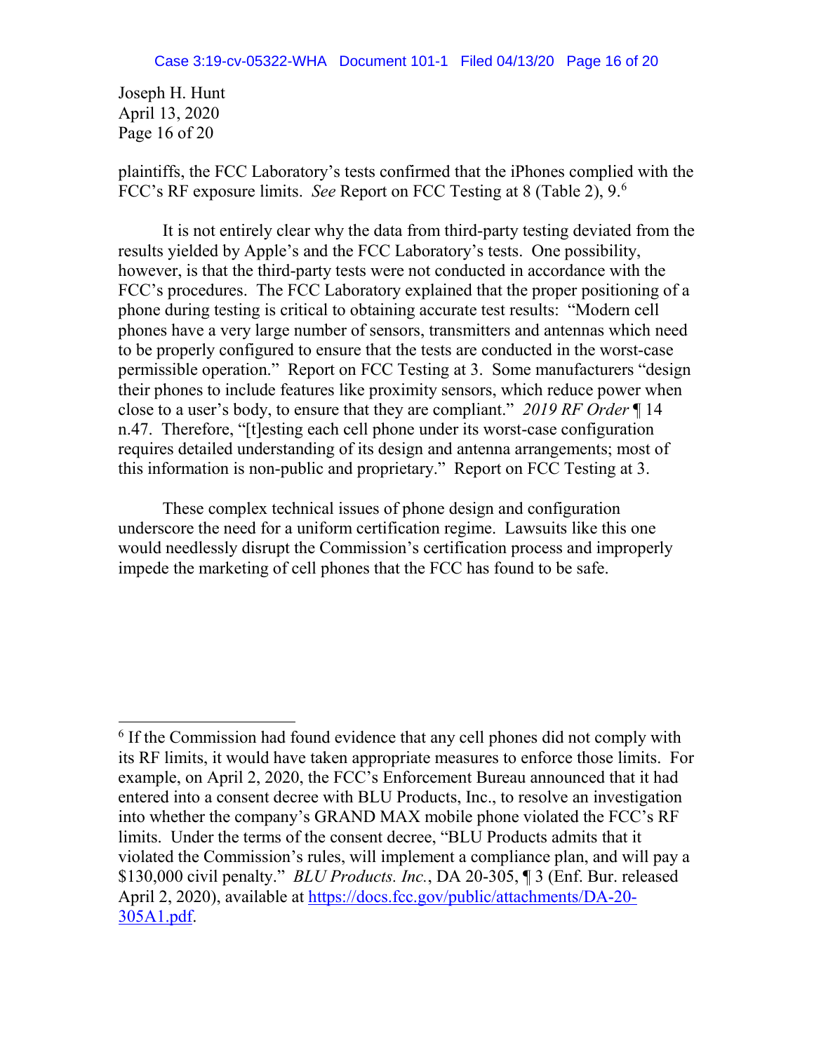plaintiffs, the FCC Laboratory's tests confirmed that the iPhones complied with the FCC's RF exposure limits. *See* Report on FCC Testing at 8 (Table 2), 9.[6]

It is not entirely clear why the data from third-party testing deviated from the results yielded by Apple's and the FCC Laboratory's tests. One possibility, however, is that the third-party tests were not conducted in accordance with the FCC's procedures. The FCC Laboratory explained that the proper positioning of a phone during testing is critical to obtaining accurate test results: "Modern cell phones have a very large number of sensors, transmitters and antennas which need to be properly configured to ensure that the tests are conducted in the worst-case permissible operation." Report on FCC Testing at 3. Some manufacturers "design their phones to include features like proximity sensors, which reduce power when close to a user's body, to ensure that they are compliant." *2019 RF Order* ¶ 14 n.47. Therefore, "[t]esting each cell phone under its worst-case configuration requires detailed understanding of its design and antenna arrangements; most of this information is non-public and proprietary." Report on FCC Testing at 3.

These complex technical issues of phone design and configuration underscore the need for a uniform certification regime. Lawsuits like this one would needlessly disrupt the Commission's certification process and improperly impede the marketing of cell phones that the FCC has found to be safe.

---

[6] If the Commission had found evidence that any cell phones did not comply with its RF limits, it would have taken appropriate measures to enforce those limits. For example, on April 2, 2020, the FCC's Enforcement Bureau announced that it had entered into a consent decree with BLU Products, Inc., to resolve an investigation into whether the company's GRAND MAX mobile phone violated the FCC's RF limits. Under the terms of the consent decree, "BLU Products admits that it violated the Commission's rules, will implement a compliance plan, and will pay a $130,000 civil penalty." *BLU Products. Inc.*, DA 20-305, ¶ 3 (Enf. Bur. released April 2, 2020), available at [https://docs.fcc.gov/public/attachments/DA-20-305A1.pdf](https://docs.fcc.gov/public/attachments/DA-20-305A1.pdf).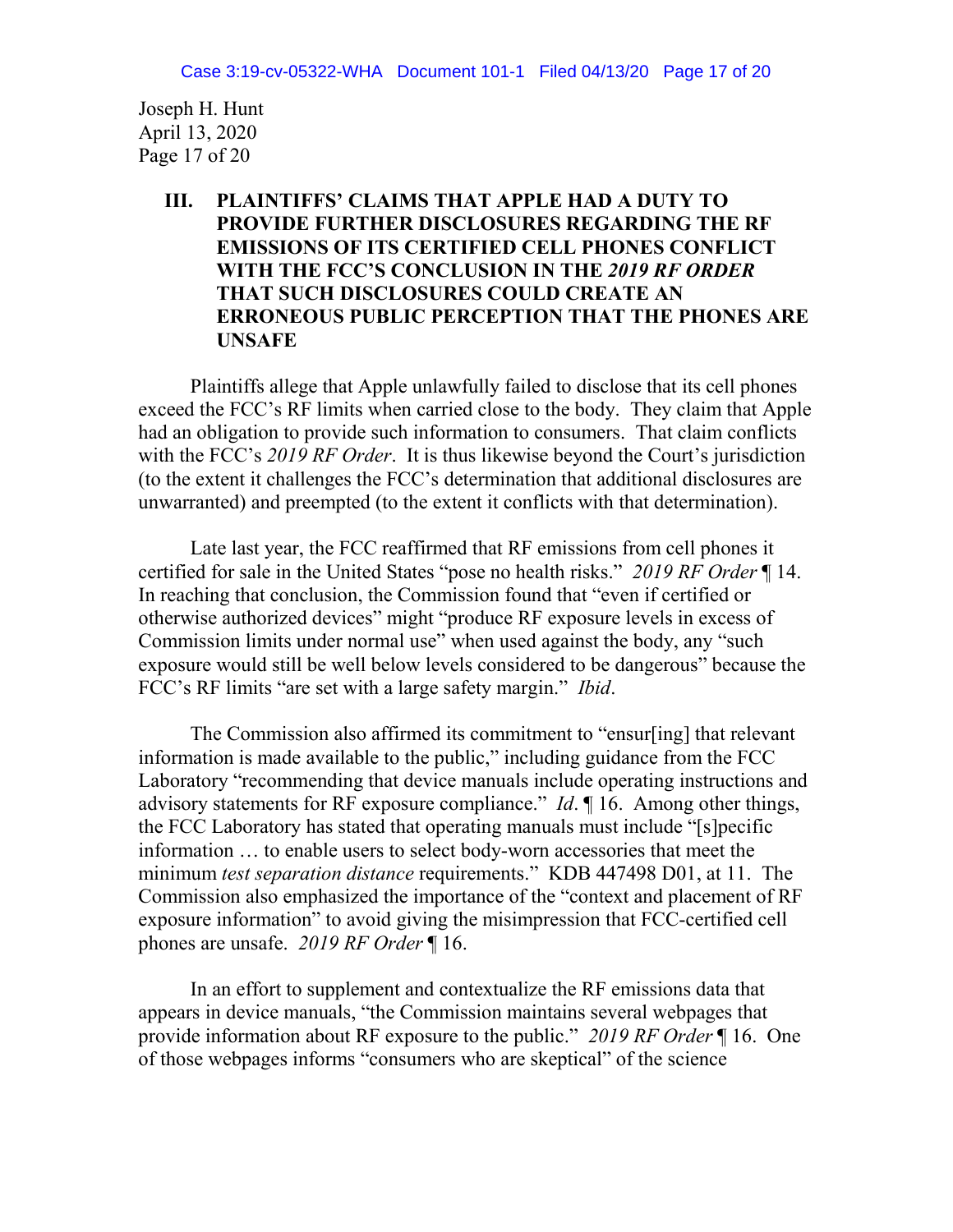Joseph H. Hunt
April 13, 2020

## III. PLAINTIFFS' CLAIMS THAT APPLE HAD A DUTY TO PROVIDE FURTHER DISCLOSURES REGARDING THE RF EMISSIONS OF ITS CERTIFIED CELL PHONES CONFLICT WITH THE FCC'S CONCLUSION IN THE *2019 RF ORDER* THAT SUCH DISCLOSURES COULD CREATE AN ERRONEOUS PUBLIC PERCEPTION THAT THE PHONES ARE UNSAFE

Plaintiffs allege that Apple unlawfully failed to disclose that its cell phones exceed the FCC's RF limits when carried close to the body. They claim that Apple had an obligation to provide such information to consumers. That claim conflicts with the FCC's *2019 RF Order*. It is thus likewise beyond the Court's jurisdiction (to the extent it challenges the FCC's determination that additional disclosures are unwarranted) and preempted (to the extent it conflicts with that determination).

Late last year, the FCC reaffirmed that RF emissions from cell phones it certified for sale in the United States "pose no health risks." *2019 RF Order* ¶ 14. In reaching that conclusion, the Commission found that "even if certified or otherwise authorized devices" might "produce RF exposure levels in excess of Commission limits under normal use" when used against the body, any "such exposure would still be well below levels considered to be dangerous" because the FCC's RF limits "are set with a large safety margin." *Ibid*.

The Commission also affirmed its commitment to "ensur[ing] that relevant information is made available to the public," including guidance from the FCC Laboratory "recommending that device manuals include operating instructions and advisory statements for RF exposure compliance." *Id*. ¶ 16. Among other things, the FCC Laboratory has stated that operating manuals must include "[s]pecific information … to enable users to select body-worn accessories that meet the minimum *test separation distance* requirements." KDB 447498 D01, at 11. The Commission also emphasized the importance of the "context and placement of RF exposure information" to avoid giving the misimpression that FCC-certified cell phones are unsafe. *2019 RF Order* ¶ 16.

In an effort to supplement and contextualize the RF emissions data that appears in device manuals, "the Commission maintains several webpages that provide information about RF exposure to the public." *2019 RF Order* ¶ 16. One of those webpages informs "consumers who are skeptical" of the science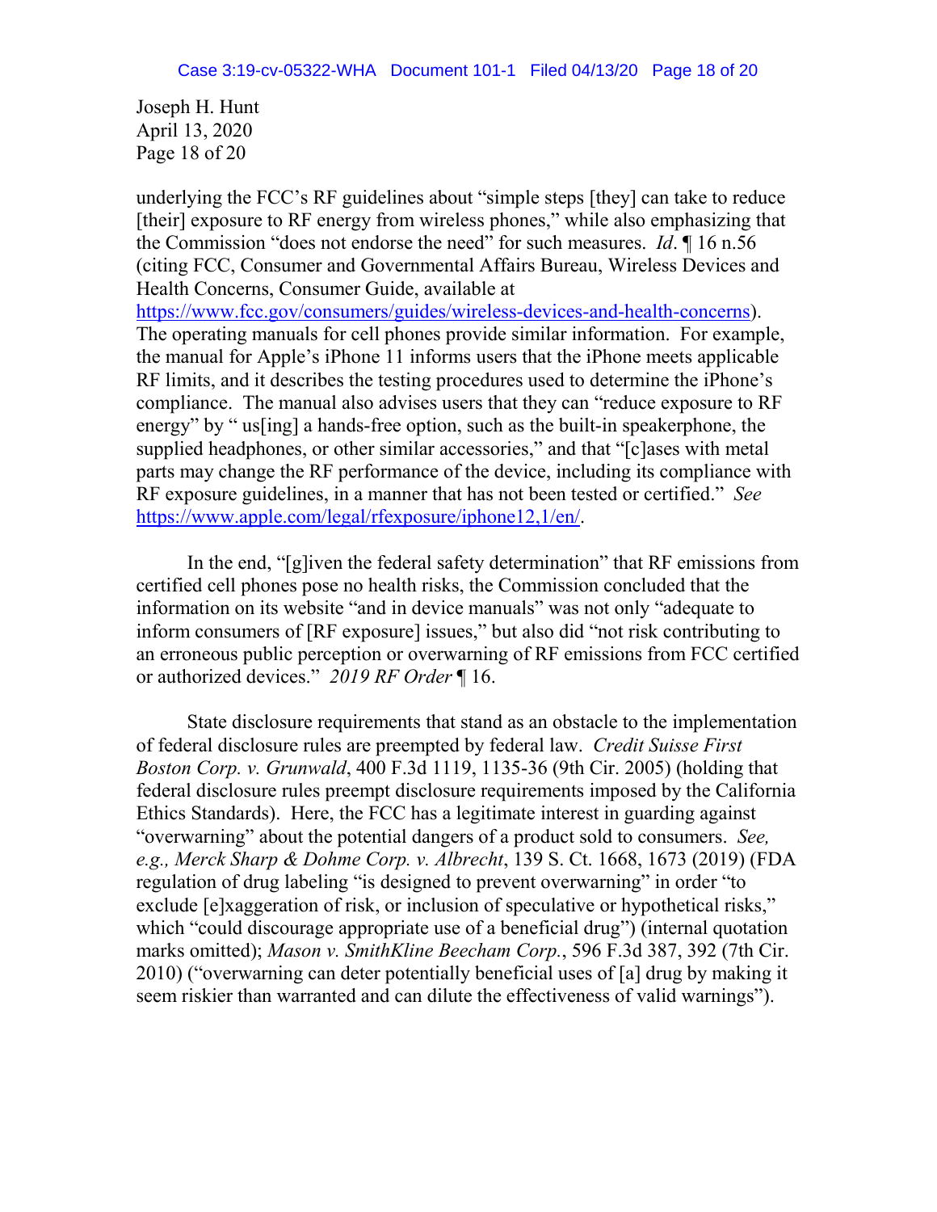Joseph H. Hunt
April 13, 2020

underlying the FCC's RF guidelines about "simple steps [they] can take to reduce [their] exposure to RF energy from wireless phones," while also emphasizing that the Commission "does not endorse the need" for such measures. *Id*. ¶ 16 n.56 (citing FCC, Consumer and Governmental Affairs Bureau, Wireless Devices and Health Concerns, Consumer Guide, available at https://www.fcc.gov/consumers/guides/wireless-devices-and-health-concerns). The operating manuals for cell phones provide similar information. For example, the manual for Apple's iPhone 11 informs users that the iPhone meets applicable RF limits, and it describes the testing procedures used to determine the iPhone's compliance. The manual also advises users that they can "reduce exposure to RF energy" by " us[ing] a hands-free option, such as the built-in speakerphone, the supplied headphones, or other similar accessories," and that "[c]ases with metal parts may change the RF performance of the device, including its compliance with RF exposure guidelines, in a manner that has not been tested or certified." *See* https://www.apple.com/legal/rfexposure/iphone12,1/en/.

In the end, "[g]iven the federal safety determination" that RF emissions from certified cell phones pose no health risks, the Commission concluded that the information on its website "and in device manuals" was not only "adequate to inform consumers of [RF exposure] issues," but also did "not risk contributing to an erroneous public perception or overwarning of RF emissions from FCC certified or authorized devices." *2019 RF Order* ¶ 16.

State disclosure requirements that stand as an obstacle to the implementation of federal disclosure rules are preempted by federal law. *Credit Suisse First Boston Corp. v. Grunwald*, 400 F.3d 1119, 1135-36 (9th Cir. 2005) (holding that federal disclosure rules preempt disclosure requirements imposed by the California Ethics Standards). Here, the FCC has a legitimate interest in guarding against "overwarning" about the potential dangers of a product sold to consumers. *See, e.g., Merck Sharp & Dohme Corp. v. Albrecht*, 139 S. Ct. 1668, 1673 (2019) (FDA regulation of drug labeling "is designed to prevent overwarning" in order "to exclude [e]xaggeration of risk, or inclusion of speculative or hypothetical risks," which "could discourage appropriate use of a beneficial drug") (internal quotation marks omitted); *Mason v. SmithKline Beecham Corp.*, 596 F.3d 387, 392 (7th Cir. 2010) ("overwarning can deter potentially beneficial uses of [a] drug by making it seem riskier than warranted and can dilute the effectiveness of valid warnings").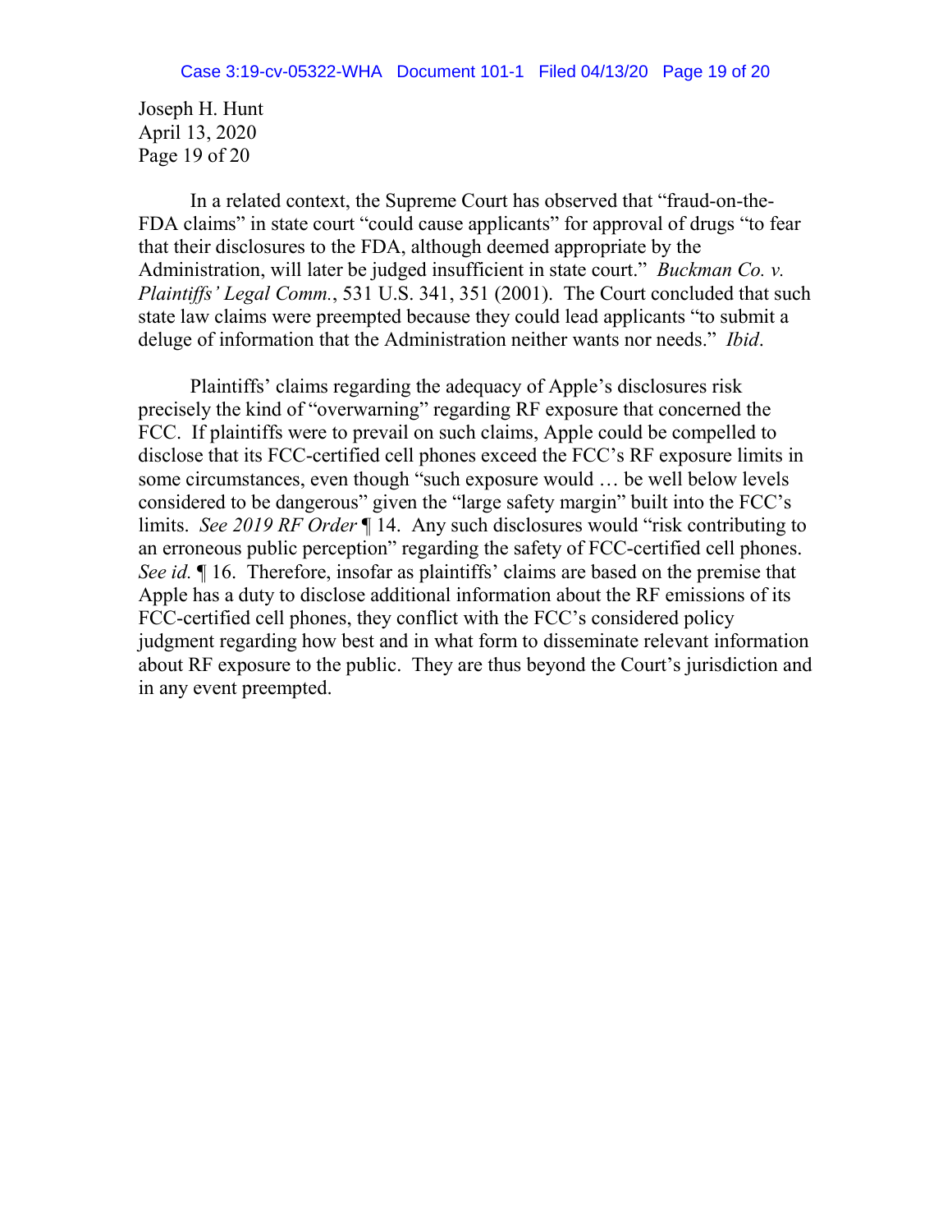Joseph H. Hunt
April 13, 2020
Page 19 of 20

In a related context, the Supreme Court has observed that "fraud-on-the-FDA claims" in state court "could cause applicants" for approval of drugs "to fear that their disclosures to the FDA, although deemed appropriate by the Administration, will later be judged insufficient in state court." *Buckman Co. v. Plaintiffs' Legal Comm.*, 531 U.S. 341, 351 (2001). The Court concluded that such state law claims were preempted because they could lead applicants "to submit a deluge of information that the Administration neither wants nor needs." *Ibid*.

Plaintiffs' claims regarding the adequacy of Apple's disclosures risk precisely the kind of "overwarning" regarding RF exposure that concerned the FCC. If plaintiffs were to prevail on such claims, Apple could be compelled to disclose that its FCC-certified cell phones exceed the FCC's RF exposure limits in some circumstances, even though "such exposure would … be well below levels considered to be dangerous" given the "large safety margin" built into the FCC's limits. *See 2019 RF Order* ¶ 14. Any such disclosures would "risk contributing to an erroneous public perception" regarding the safety of FCC-certified cell phones. *See id.* ¶ 16. Therefore, insofar as plaintiffs' claims are based on the premise that Apple has a duty to disclose additional information about the RF emissions of its FCC-certified cell phones, they conflict with the FCC's considered policy judgment regarding how best and in what form to disseminate relevant information about RF exposure to the public. They are thus beyond the Court's jurisdiction and in any event preempted.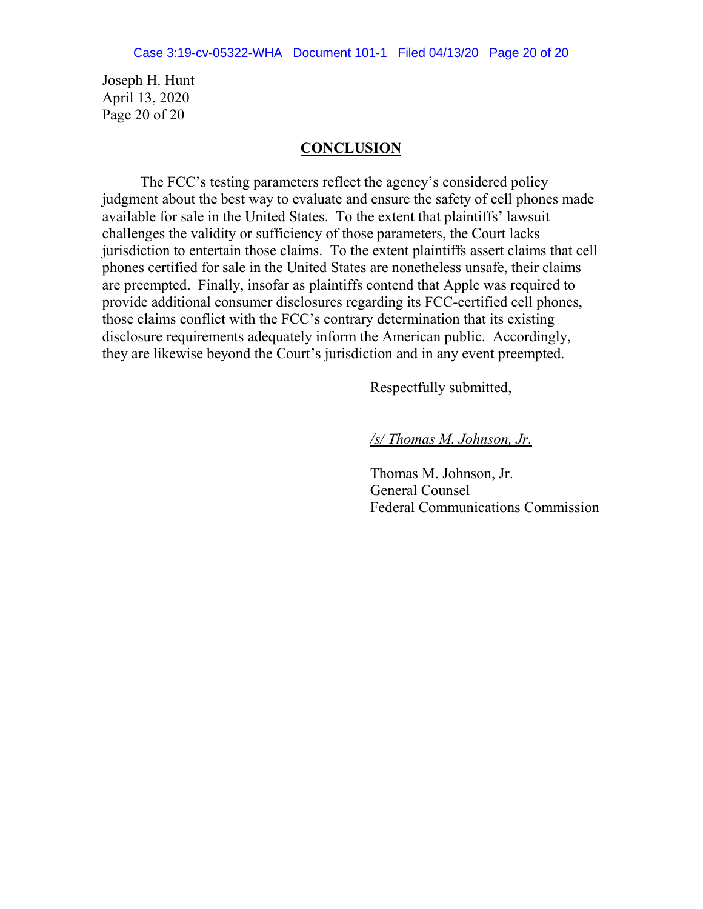## CONCLUSION

The FCC's testing parameters reflect the agency's considered policy judgment about the best way to evaluate and ensure the safety of cell phones made available for sale in the United States. To the extent that plaintiffs' lawsuit challenges the validity or sufficiency of those parameters, the Court lacks jurisdiction to entertain those claims. To the extent plaintiffs assert claims that cell phones certified for sale in the United States are nonetheless unsafe, their claims are preempted. Finally, insofar as plaintiffs contend that Apple was required to provide additional consumer disclosures regarding its FCC-certified cell phones, those claims conflict with the FCC's contrary determination that its existing disclosure requirements adequately inform the American public. Accordingly, they are likewise beyond the Court's jurisdiction and in any event preempted.

Respectfully submitted,

*/s/ Thomas M. Johnson, Jr.*

Thomas M. Johnson, Jr.
General Counsel
Federal Communications Commission